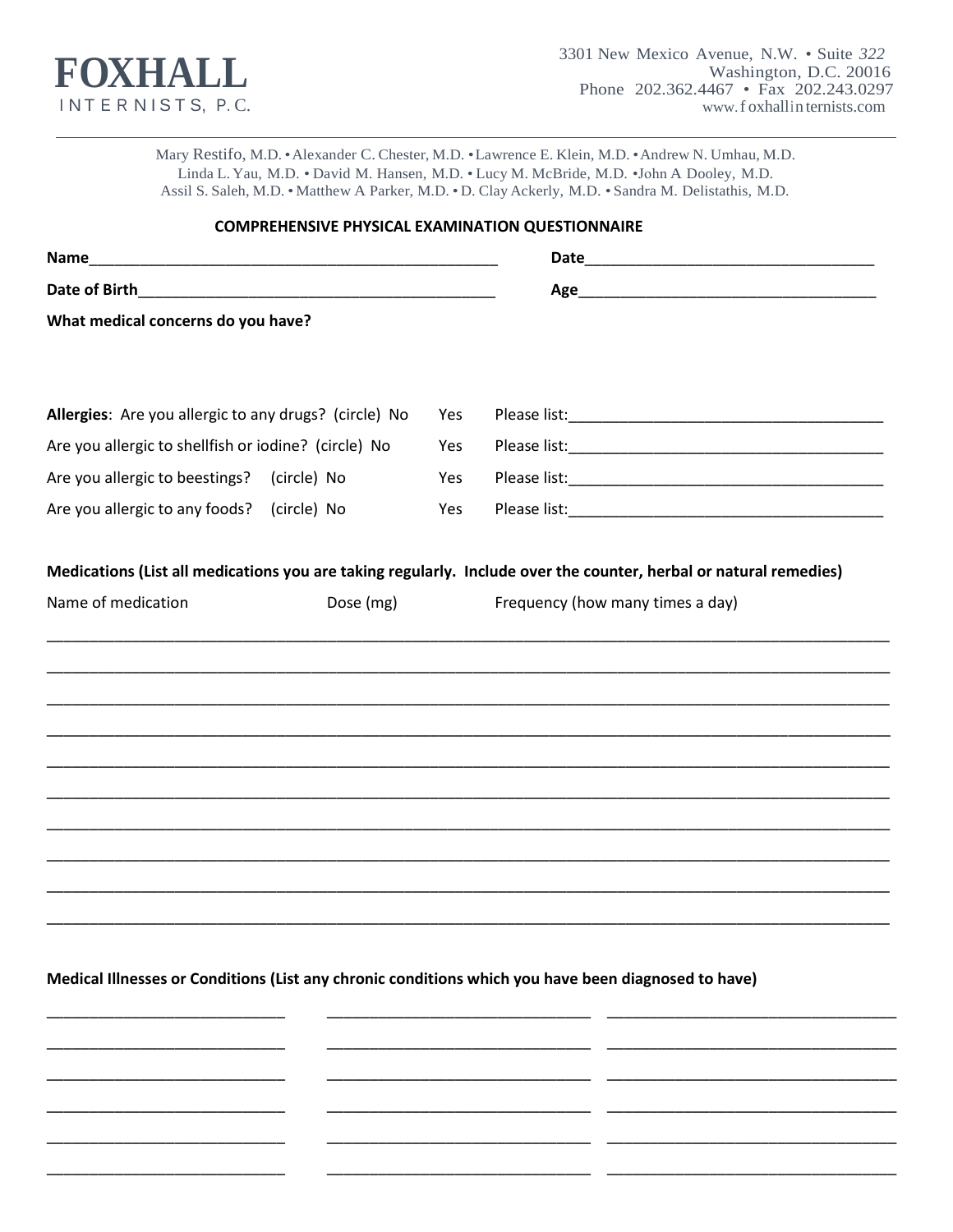**FOXHALL**
INTERNISTS, P.C.

3301 New Mexico Avenue, N.W. • Suite 322
Washington, D.C. 20016
Phone 202.362.4467 • Fax 202.243.0297
www.foxhallinternists.com

---

Mary Restifo, M.D. • Alexander C. Chester, M.D. • Lawrence E. Klein, M.D. • Andrew N. Umhau, M.D.
Linda L. Yau, M.D. • David M. Hansen, M.D. • Lucy M. McBride, M.D. • John A Dooley, M.D.
Assil S. Saleh, M.D. • Matthew A Parker, M.D. • D. Clay Ackerly, M.D. • Sandra M. Delistathis, M.D.

## COMPREHENSIVE PHYSICAL EXAMINATION QUESTIONNAIRE

**Name**__________________________________________________ **Date**___________________________________

**Date of Birth**___________________________________________ **Age**____________________________________

**What medical concerns do you have?**

**Allergies**: Are you allergic to any drugs? (circle) No Yes Please list:_____________________________________

Are you allergic to shellfish or iodine? (circle) No Yes Please list:_____________________________________

Are you allergic to beestings? (circle) No Yes Please list:_____________________________________

Are you allergic to any foods? (circle) No Yes Please list:_____________________________________

**Medications (List all medications you are taking regularly. Include over the counter, herbal or natural remedies)**

| Name of medication | Dose (mg) | Frequency (how many times a day) |
|---|---|---|
| | | |
| | | |
| | | |
| | | |
| | | |
| | | |
| | | |
| | | |
| | | |
| | | |

**Medical Illnesses or Conditions (List any chronic conditions which you have been diagnosed to have)**

| | | |
|---|---|---|
| | | |
| | | |
| | | |
| | | |
| | | |
| | | |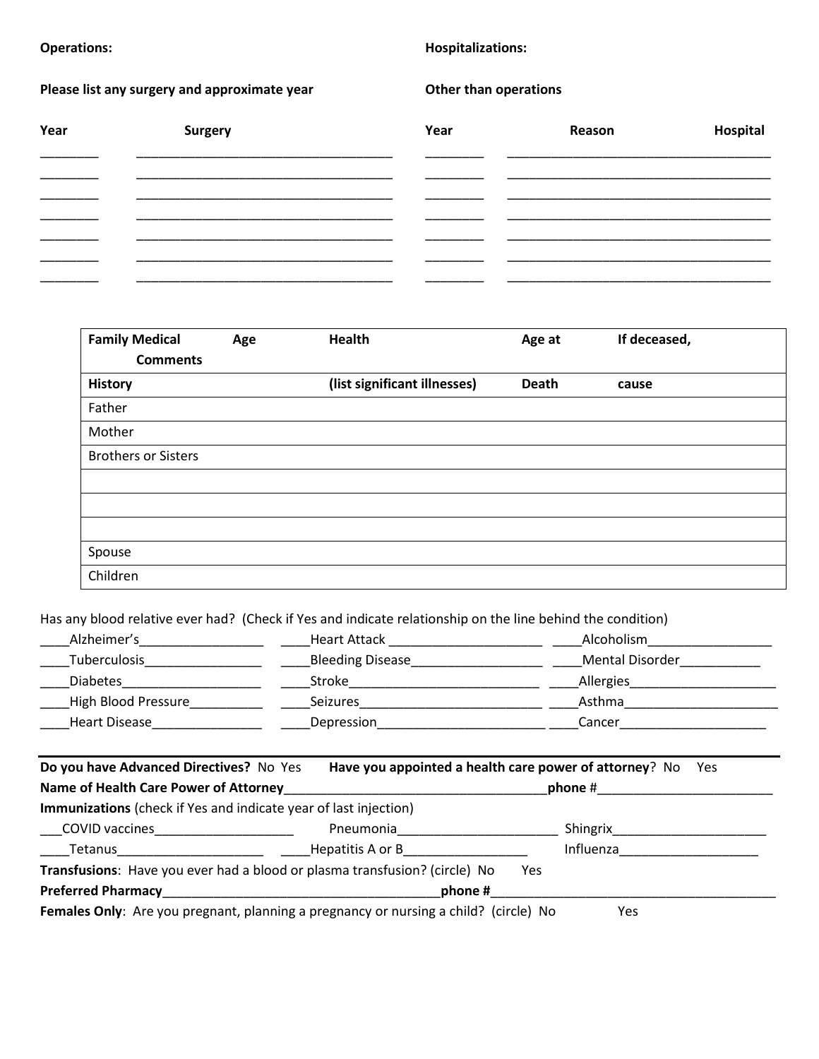**Operations:**

**Please list any surgery and approximate year**

| Year | Surgery |
| --- | --- |
| ________ | ____________________________________ |
| ________ | ____________________________________ |
| ________ | ____________________________________ |
| ________ | ____________________________________ |
| ________ | ____________________________________ |
| ________ | ____________________________________ |
| ________ | ____________________________________ |

**Hospitalizations:**

**Other than operations**

| Year | Reason | Hospital |
| --- | --- | --- |
| ________ | ____________________________________ | |
| ________ | ____________________________________ | |
| ________ | ____________________________________ | |
| ________ | ____________________________________ | |
| ________ | ____________________________________ | |
| ________ | ____________________________________ | |
| ________ | ____________________________________ | |

| **Family Medical History** | **Age** | **Health (list significant illnesses)** | **Age at Death** | **If deceased, cause** | **Comments** |
| --- | --- | --- | --- | --- | --- |
| Father | | | | | |
| Mother | | | | | |
| Brothers or Sisters | | | | | |
| | | | | | |
| | | | | | |
| | | | | | |
| Spouse | | | | | |
| Children | | | | | |

Has any blood relative ever had? (Check if Yes and indicate relationship on the line behind the condition)

____Alzheimer's_________________ ____Heart Attack _____________________ ____Alcoholism_________________

____Tuberculosis________________ ____Bleeding Disease__________________ ____Mental Disorder___________

____Diabetes___________________ ____Stroke___________________________ ____Allergies____________________

____High Blood Pressure__________ ____Seizures__________________________ ____Asthma_____________________

____Heart Disease_______________ ____Depression________________________ ____Cancer____________________

---

**Do you have Advanced Directives?** No Yes **Have you appointed a health care power of attorney**? No Yes

**Name of Health Care Power of Attorney**____________________________________**phone #**________________________

**Immunizations** (check if Yes and indicate year of last injection)

___COVID vaccines___________________ Pneumonia______________________ Shingrix_____________________

____Tetanus____________________ ____Hepatitis A or B_________________ Influenza___________________

**Transfusions**: Have you ever had a blood or plasma transfusion? (circle) No Yes

**Preferred Pharmacy**______________________________________**phone #**_______________________________________

**Females Only**: Are you pregnant, planning a pregnancy or nursing a child? (circle) No Yes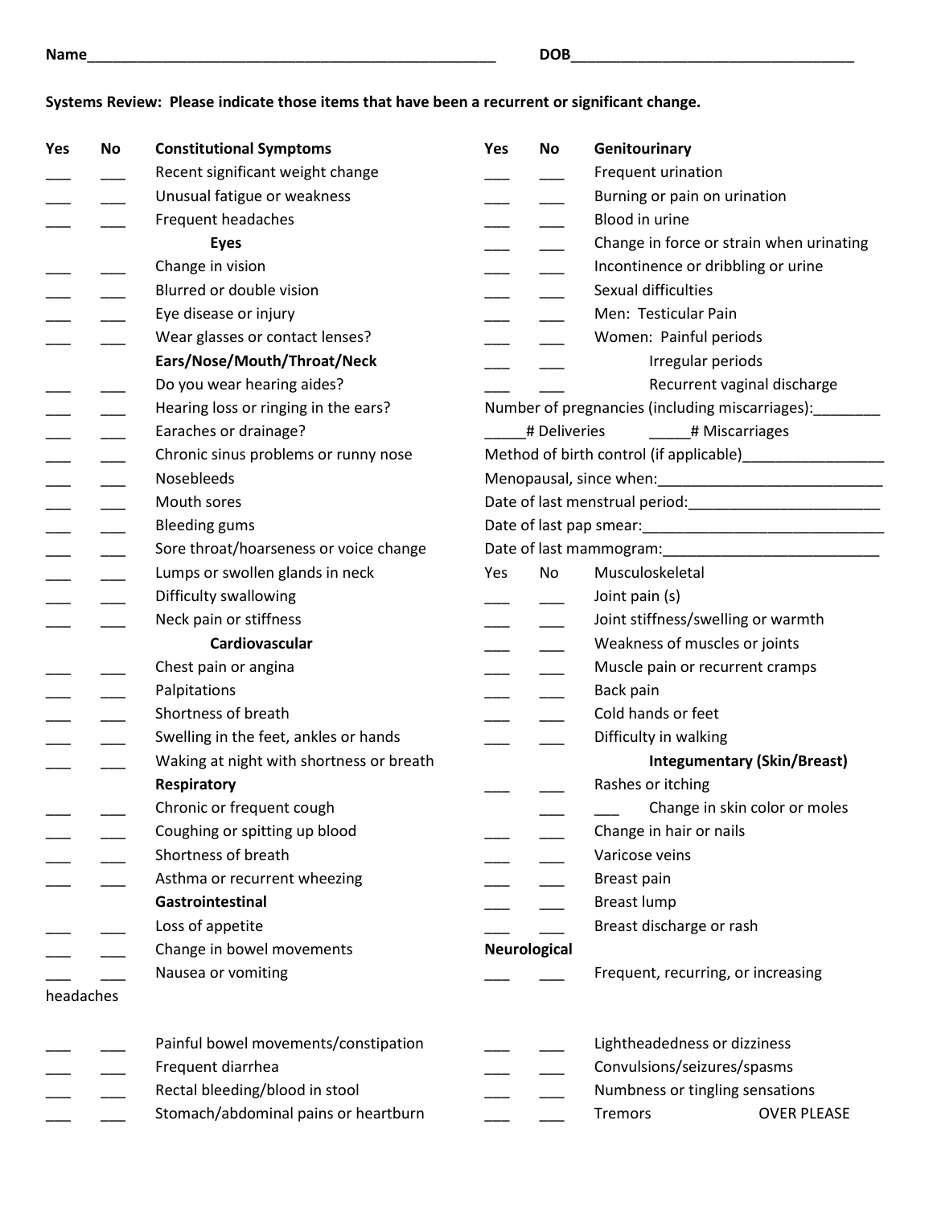Name\_\_\_\_\_\_\_\_\_\_\_\_\_\_\_\_\_\_\_\_\_\_\_\_\_\_\_\_\_\_\_\_\_\_\_\_\_\_\_\_\_\_\_\_\_\_\_\_\_\_ DOB\_\_\_\_\_\_\_\_\_\_\_\_\_\_\_\_\_\_\_\_\_\_\_\_\_\_\_\_\_\_\_\_\_\_\_

**Systems Review: Please indicate those items that have been a recurrent or significant change.**

| Yes | No | **Constitutional Symptoms** |
|---|---|---|
| ___ | ___ | Recent significant weight change |
| ___ | ___ | Unusual fatigue or weakness |
| ___ | ___ | Frequent headaches |
| | | **Eyes** |
| ___ | ___ | Change in vision |
| ___ | ___ | Blurred or double vision |
| ___ | ___ | Eye disease or injury |
| ___ | ___ | Wear glasses or contact lenses? |
| | | **Ears/Nose/Mouth/Throat/Neck** |
| ___ | ___ | Do you wear hearing aides? |
| ___ | ___ | Hearing loss or ringing in the ears? |
| ___ | ___ | Earaches or drainage? |
| ___ | ___ | Chronic sinus problems or runny nose |
| ___ | ___ | Nosebleeds |
| ___ | ___ | Mouth sores |
| ___ | ___ | Bleeding gums |
| ___ | ___ | Sore throat/hoarseness or voice change |
| ___ | ___ | Lumps or swollen glands in neck |
| ___ | ___ | Difficulty swallowing |
| ___ | ___ | Neck pain or stiffness |
| | | **Cardiovascular** |
| ___ | ___ | Chest pain or angina |
| ___ | ___ | Palpitations |
| ___ | ___ | Shortness of breath |
| ___ | ___ | Swelling in the feet, ankles or hands |
| ___ | ___ | Waking at night with shortness or breath |
| | | **Respiratory** |
| ___ | ___ | Chronic or frequent cough |
| ___ | ___ | Coughing or spitting up blood |
| ___ | ___ | Shortness of breath |
| ___ | ___ | Asthma or recurrent wheezing |
| | | **Gastrointestinal** |
| ___ | ___ | Loss of appetite |
| ___ | ___ | Change in bowel movements |
| ___ | ___ | Nausea or vomiting |
| ___ | ___ | Painful bowel movements/constipation |
| ___ | ___ | Frequent diarrhea |
| ___ | ___ | Rectal bleeding/blood in stool |
| ___ | ___ | Stomach/abdominal pains or heartburn |

| Yes | No | **Genitourinary** |
|---|---|---|
| ___ | ___ | Frequent urination |
| ___ | ___ | Burning or pain on urination |
| ___ | ___ | Blood in urine |
| ___ | ___ | Change in force or strain when urinating |
| ___ | ___ | Incontinence or dribbling or urine |
| ___ | ___ | Sexual difficulties |
| ___ | ___ | Men: Testicular Pain |
| ___ | ___ | Women: Painful periods |
| ___ | ___ | Irregular periods |
| ___ | ___ | Recurrent vaginal discharge |

Number of pregnancies (including miscarriages):\_\_\_\_\_\_\_\_

\_\_\_\_\_# Deliveries \_\_\_\_\_# Miscarriages

Method of birth control (if applicable)\_\_\_\_\_\_\_\_\_\_\_\_\_\_\_\_\_

Menopausal, since when:\_\_\_\_\_\_\_\_\_\_\_\_\_\_\_\_\_\_\_\_\_\_\_\_\_\_\_

Date of last menstrual period:\_\_\_\_\_\_\_\_\_\_\_\_\_\_\_\_\_\_\_\_\_\_\_

Date of last pap smear:\_\_\_\_\_\_\_\_\_\_\_\_\_\_\_\_\_\_\_\_\_\_\_\_\_\_\_\_\_

Date of last mammogram:\_\_\_\_\_\_\_\_\_\_\_\_\_\_\_\_\_\_\_\_\_\_\_\_\_\_

| Yes | No | Musculoskeletal |
|---|---|---|
| ___ | ___ | Joint pain (s) |
| ___ | ___ | Joint stiffness/swelling or warmth |
| ___ | ___ | Weakness of muscles or joints |
| ___ | ___ | Muscle pain or recurrent cramps |
| ___ | ___ | Back pain |
| ___ | ___ | Cold hands or feet |
| ___ | ___ | Difficulty in walking |
| | | **Integumentary (Skin/Breast)** |
| ___ | ___ | Rashes or itching |
| | ___ | ___ Change in skin color or moles |
| ___ | ___ | Change in hair or nails |
| ___ | ___ | Varicose veins |
| ___ | ___ | Breast pain |
| ___ | ___ | Breast lump |
| ___ | ___ | Breast discharge or rash |
| **Neurological** | | |
| ___ | ___ | Frequent, recurring, or increasing headaches |
| ___ | ___ | Lightheadedness or dizziness |
| ___ | ___ | Convulsions/seizures/spasms |
| ___ | ___ | Numbness or tingling sensations |
| ___ | ___ | Tremors |

OVER PLEASE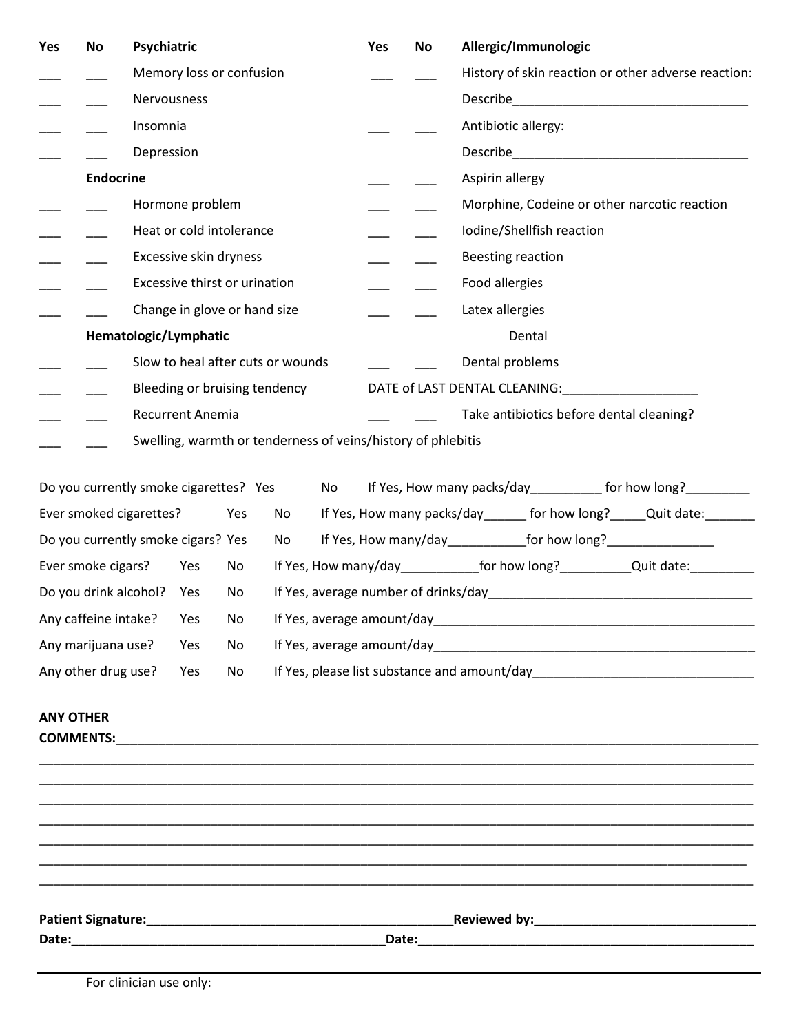| Yes | No | Psychiatric | Yes | No | Allergic/Immunologic |
|---|---|---|---|---|---|
| ___ | ___ | Memory loss or confusion | ___ | ___ | History of skin reaction or other adverse reaction: |
| ___ | ___ | Nervousness | | | Describe_________________________________ |
| ___ | ___ | Insomnia | ___ | ___ | Antibiotic allergy: |
| ___ | ___ | Depression | | | Describe_________________________________ |
| | | **Endocrine** | ___ | ___ | Aspirin allergy |
| ___ | ___ | Hormone problem | ___ | ___ | Morphine, Codeine or other narcotic reaction |
| ___ | ___ | Heat or cold intolerance | ___ | ___ | Iodine/Shellfish reaction |
| ___ | ___ | Excessive skin dryness | ___ | ___ | Beesting reaction |
| ___ | ___ | Excessive thirst or urination | ___ | ___ | Food allergies |
| ___ | ___ | Change in glove or hand size | ___ | ___ | Latex allergies |
| | | **Hematologic/Lymphatic** | | | Dental |
| ___ | ___ | Slow to heal after cuts or wounds | ___ | ___ | Dental problems |
| ___ | ___ | Bleeding or bruising tendency | DATE of LAST DENTAL CLEANING:___________________ | | |
| ___ | ___ | Recurrent Anemia | ___ | ___ | Take antibiotics before dental cleaning? |
| ___ | ___ | Swelling, warmth or tenderness of veins/history of phlebitis | | | |

Do you currently smoke cigarettes? Yes No If Yes, How many packs/day__________ for how long?_________

Ever smoked cigarettes? Yes No If Yes, How many packs/day______ for how long?_____Quit date:_______

Do you currently smoke cigars? Yes No If Yes, How many/day___________for how long?_______________

Ever smoke cigars? Yes No If Yes, How many/day___________for how long?__________Quit date:_________

Do you drink alcohol? Yes No If Yes, average number of drinks/day_______________________________________

Any caffeine intake? Yes No If Yes, average amount/day_____________________________________________

Any marijuana use? Yes No If Yes, average amount/day_____________________________________________

Any other drug use? Yes No If Yes, please list substance and amount/day________________________________

**ANY OTHER COMMENTS:**______________________________________________________________________________________________
_____________________________________________________________________________________________________
_____________________________________________________________________________________________________
_____________________________________________________________________________________________________
_____________________________________________________________________________________________________
_____________________________________________________________________________________________________
_____________________________________________________________________________________________________
_____________________________________________________________________________________________________

**Patient Signature:**_____________________________________________**Reviewed by:**_______________________________

**Date:**_____________________________________________Date:_______________________________________________

For clinician use only: